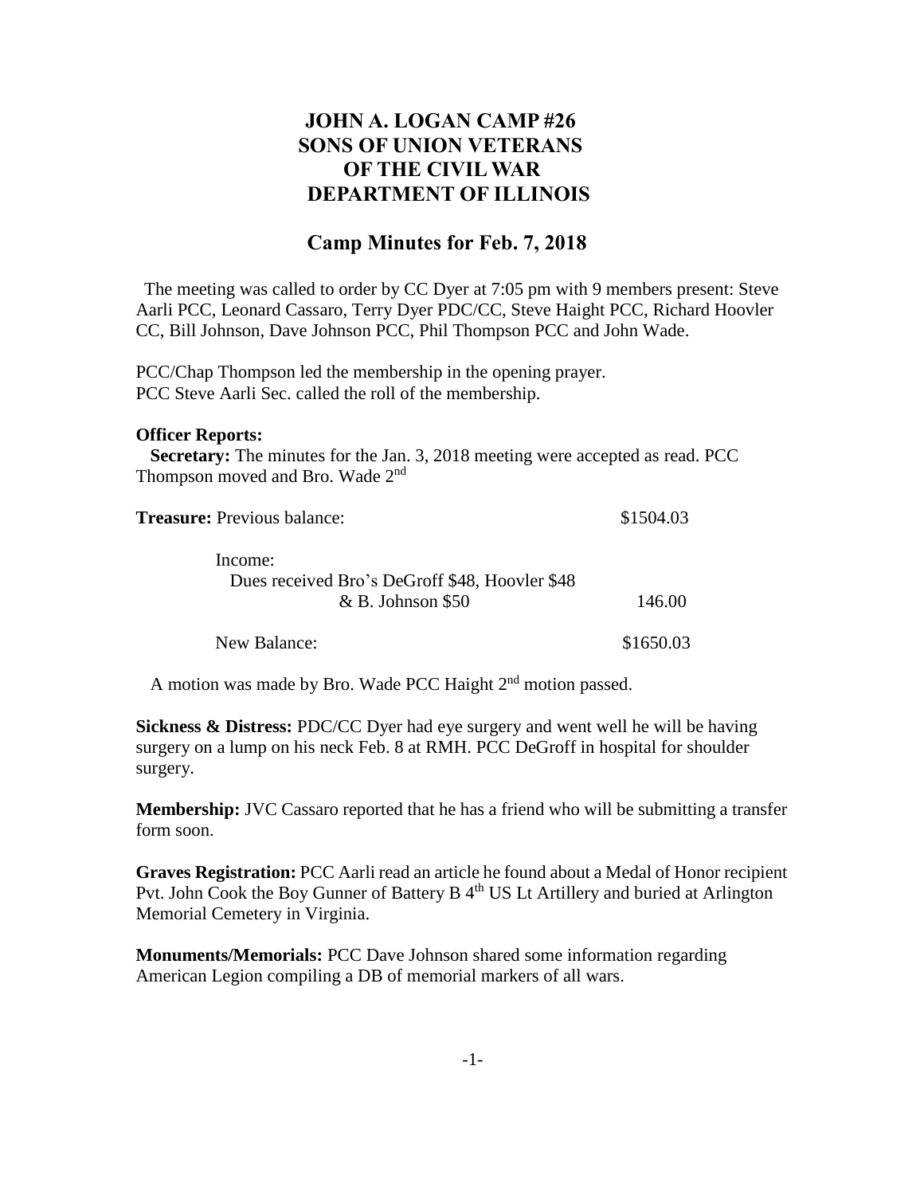# JOHN A. LOGAN CAMP #26
# SONS OF UNION VETERANS
# OF THE CIVIL WAR
# DEPARTMENT OF ILLINOIS

## Camp Minutes for Feb. 7, 2018

The meeting was called to order by CC Dyer at 7:05 pm with 9 members present: Steve Aarli PCC, Leonard Cassaro, Terry Dyer PDC/CC, Steve Haight PCC, Richard Hoovler CC, Bill Johnson, Dave Johnson PCC, Phil Thompson PCC and John Wade.

PCC/Chap Thompson led the membership in the opening prayer.
PCC Steve Aarli Sec. called the roll of the membership.

**Officer Reports:**

**Secretary:** The minutes for the Jan. 3, 2018 meeting were accepted as read. PCC Thompson moved and Bro. Wade 2nd

| **Treasure:** Previous balance: | $1504.03 |
|---|---|
| Income: Dues received Bro's DeGroff $48, Hoovler $48 & B. Johnson $50 | 146.00 |
| New Balance: | $1650.03 |

A motion was made by Bro. Wade PCC Haight 2nd motion passed.

**Sickness & Distress:** PDC/CC Dyer had eye surgery and went well he will be having surgery on a lump on his neck Feb. 8 at RMH. PCC DeGroff in hospital for shoulder surgery.

**Membership:** JVC Cassaro reported that he has a friend who will be submitting a transfer form soon.

**Graves Registration:** PCC Aarli read an article he found about a Medal of Honor recipient Pvt. John Cook the Boy Gunner of Battery B 4th US Lt Artillery and buried at Arlington Memorial Cemetery in Virginia.

**Monuments/Memorials:** PCC Dave Johnson shared some information regarding American Legion compiling a DB of memorial markers of all wars.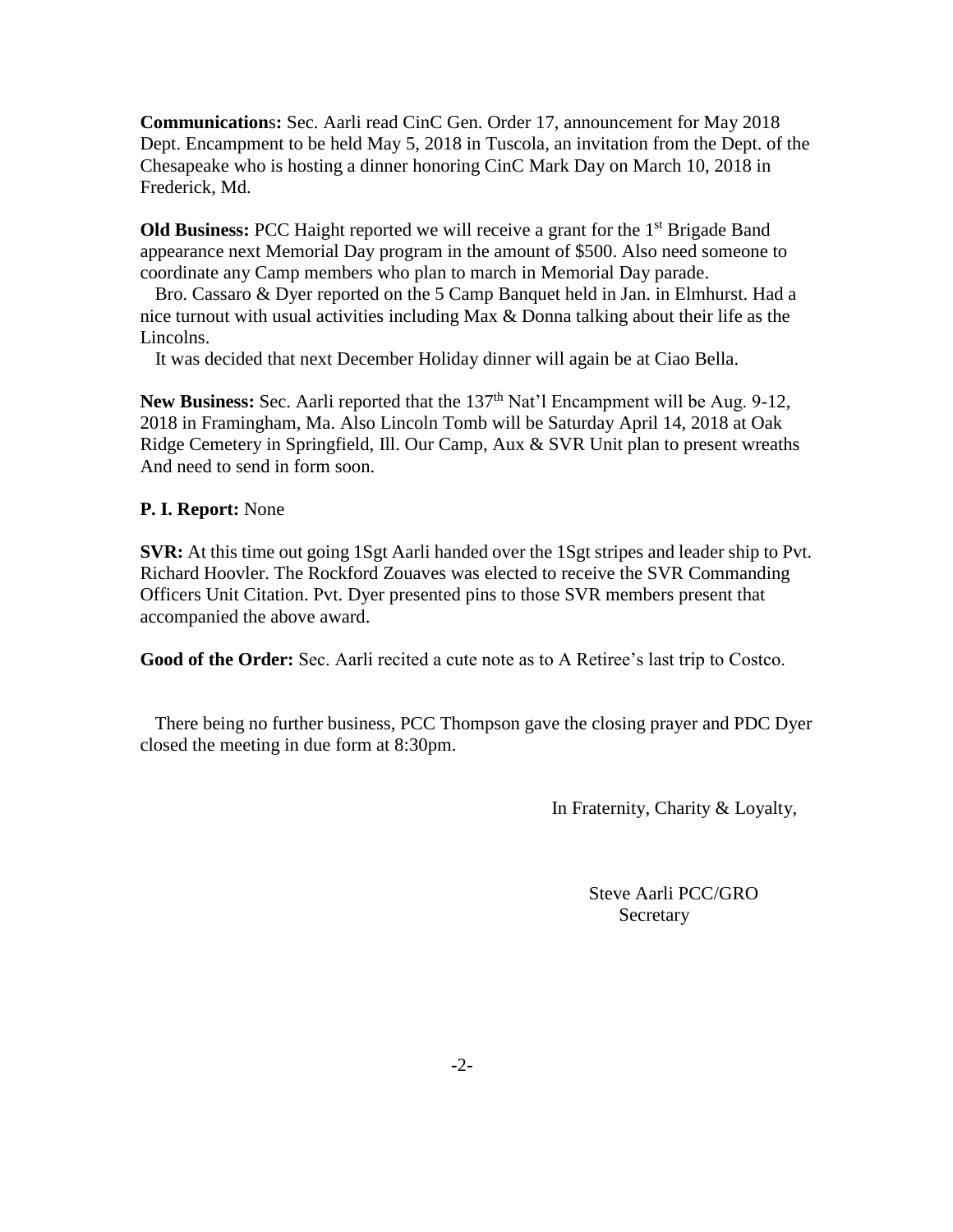**Communications:** Sec. Aarli read CinC Gen. Order 17, announcement for May 2018 Dept. Encampment to be held May 5, 2018 in Tuscola, an invitation from the Dept. of the Chesapeake who is hosting a dinner honoring CinC Mark Day on March 10, 2018 in Frederick, Md.

**Old Business:** PCC Haight reported we will receive a grant for the 1st Brigade Band appearance next Memorial Day program in the amount of $500. Also need someone to coordinate any Camp members who plan to march in Memorial Day parade.

Bro. Cassaro & Dyer reported on the 5 Camp Banquet held in Jan. in Elmhurst. Had a nice turnout with usual activities including Max & Donna talking about their life as the Lincolns.

It was decided that next December Holiday dinner will again be at Ciao Bella.

**New Business:** Sec. Aarli reported that the 137th Nat'l Encampment will be Aug. 9-12, 2018 in Framingham, Ma. Also Lincoln Tomb will be Saturday April 14, 2018 at Oak Ridge Cemetery in Springfield, Ill. Our Camp, Aux & SVR Unit plan to present wreaths And need to send in form soon.

**P. I. Report:** None

**SVR:** At this time out going 1Sgt Aarli handed over the 1Sgt stripes and leader ship to Pvt. Richard Hoovler. The Rockford Zouaves was elected to receive the SVR Commanding Officers Unit Citation. Pvt. Dyer presented pins to those SVR members present that accompanied the above award.

**Good of the Order:** Sec. Aarli recited a cute note as to A Retiree's last trip to Costco.

There being no further business, PCC Thompson gave the closing prayer and PDC Dyer closed the meeting in due form at 8:30pm.

In Fraternity, Charity & Loyalty,

Steve Aarli PCC/GRO
Secretary